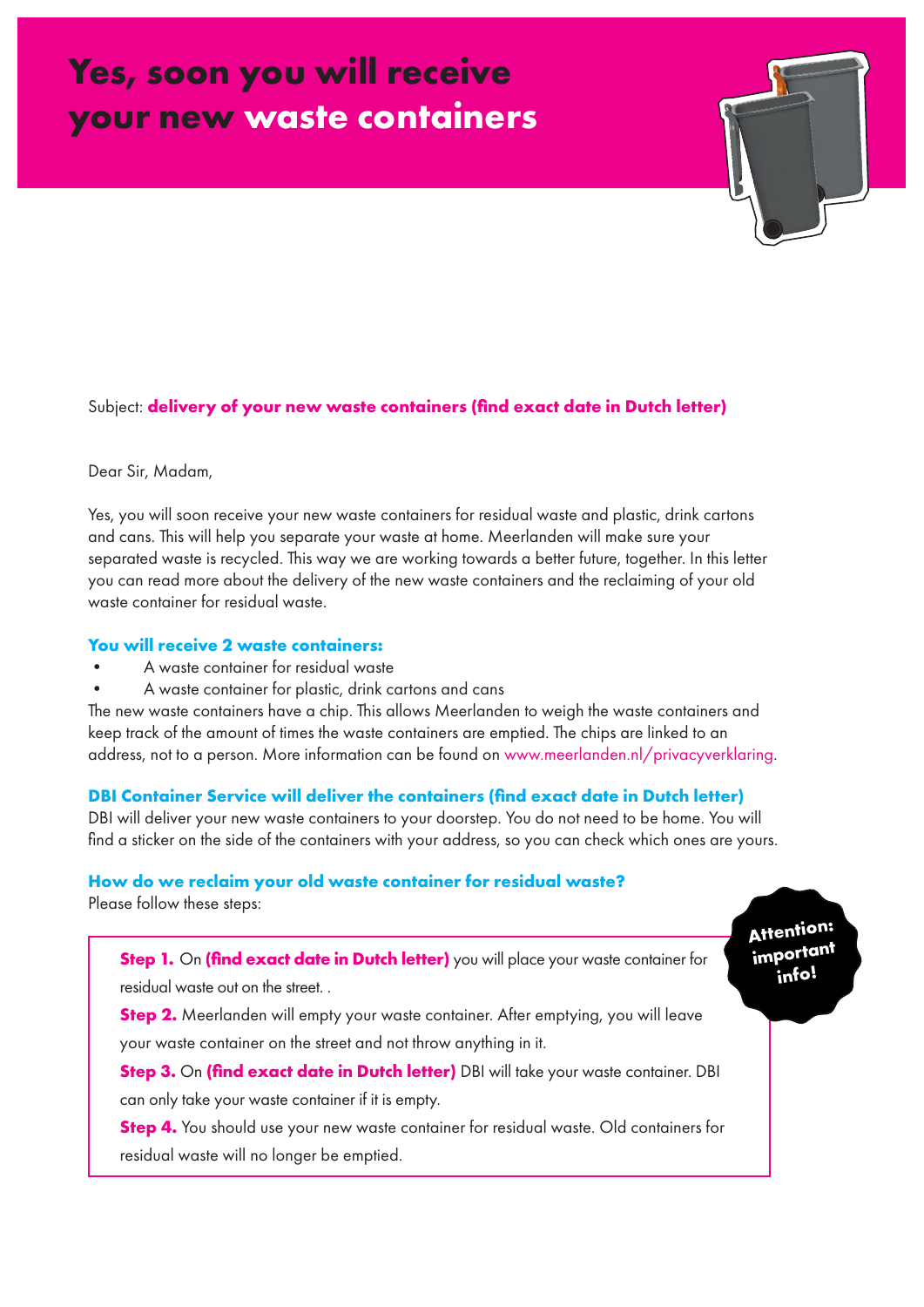# Yes, soon you will receive your new waste containers

Subject: **delivery of your new waste containers (find exact date in Dutch letter)**

Dear Sir, Madam,

Yes, you will soon receive your new waste containers for residual waste and plastic, drink cartons and cans. This will help you separate your waste at home. Meerlanden will make sure your separated waste is recycled. This way we are working towards a better future, together. In this letter you can read more about the delivery of the new waste containers and the reclaiming of your old waste container for residual waste.

### You will receive 2 waste containers:

- A waste container for residual waste
- A waste container for plastic, drink cartons and cans

The new waste containers have a chip. This allows Meerlanden to weigh the waste containers and keep track of the amount of times the waste containers are emptied. The chips are linked to an address, not to a person. More information can be found on www.meerlanden.nl/privacyverklaring.

### DBI Container Service will deliver the containers (find exact date in Dutch letter)

DBI will deliver your new waste containers to your doorstep. You do not need to be home. You will find a sticker on the side of the containers with your address, so you can check which ones are yours.

### How do we reclaim your old waste container for residual waste?

Please follow these steps:

**Attention: important info!**

**Step 1.** On **(find exact date in Dutch letter)** you will place your waste container for residual waste out on the street. .

**Step 2.** Meerlanden will empty your waste container. After emptying, you will leave your waste container on the street and not throw anything in it.

**Step 3.** On **(find exact date in Dutch letter)** DBI will take your waste container. DBI can only take your waste container if it is empty.

**Step 4.** You should use your new waste container for residual waste. Old containers for residual waste will no longer be emptied.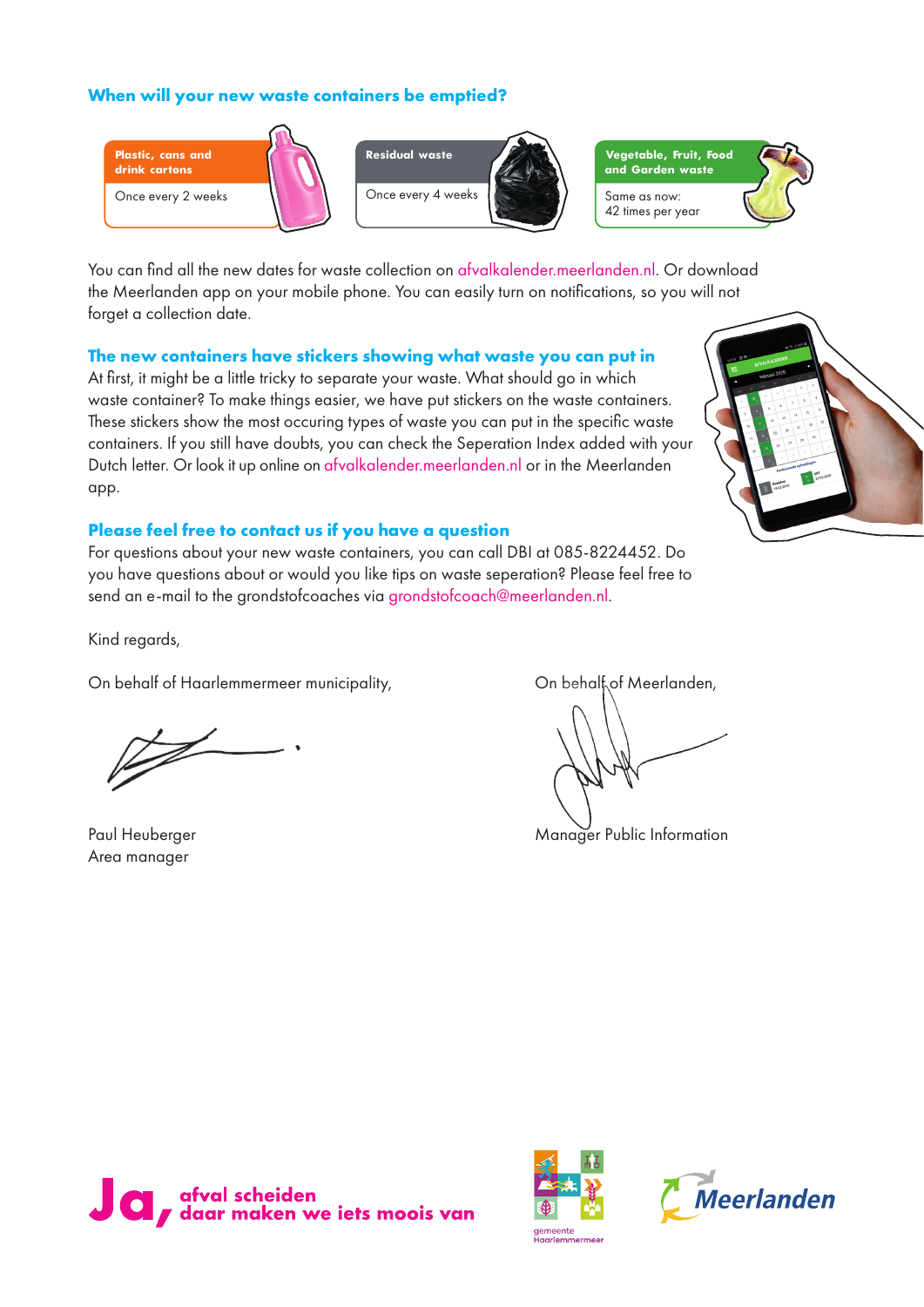## When will your new waste containers be emptied?

**Plastic, cans and drink cartons**
Once every 2 weeks

**Residual waste**
Once every 4 weeks

**Vegetable, Fruit, Food and Garden waste**
Same as now:
42 times per year

You can find all the new dates for waste collection on afvalkalender.meerlanden.nl. Or download the Meerlanden app on your mobile phone. You can easily turn on notifications, so you will not forget a collection date.

## The new containers have stickers showing what waste you can put in

At first, it might be a little tricky to separate your waste. What should go in which waste container? To make things easier, we have put stickers on the waste containers. These stickers show the most occuring types of waste you can put in the specific waste containers. If you still have doubts, you can check the Seperation Index added with your Dutch letter. Or look it up online on afvalkalender.meerlanden.nl or in the Meerlanden app.

## Please feel free to contact us if you have a question

For questions about your new waste containers, you can call DBI at 085-8224452. Do you have questions about or would you like tips on waste seperation? Please feel free to send an e-mail to the grondstofcoaches via grondstofcoach@meerlanden.nl.

Kind regards,

On behalf of Haarlemmermeer municipality,

Paul Heuberger
Area manager

On behalf of Meerlanden,

Manager Public Information

**Ja, afval scheiden daar maken we iets moois van**

gemeente Haarlemmermeer

Meerlanden